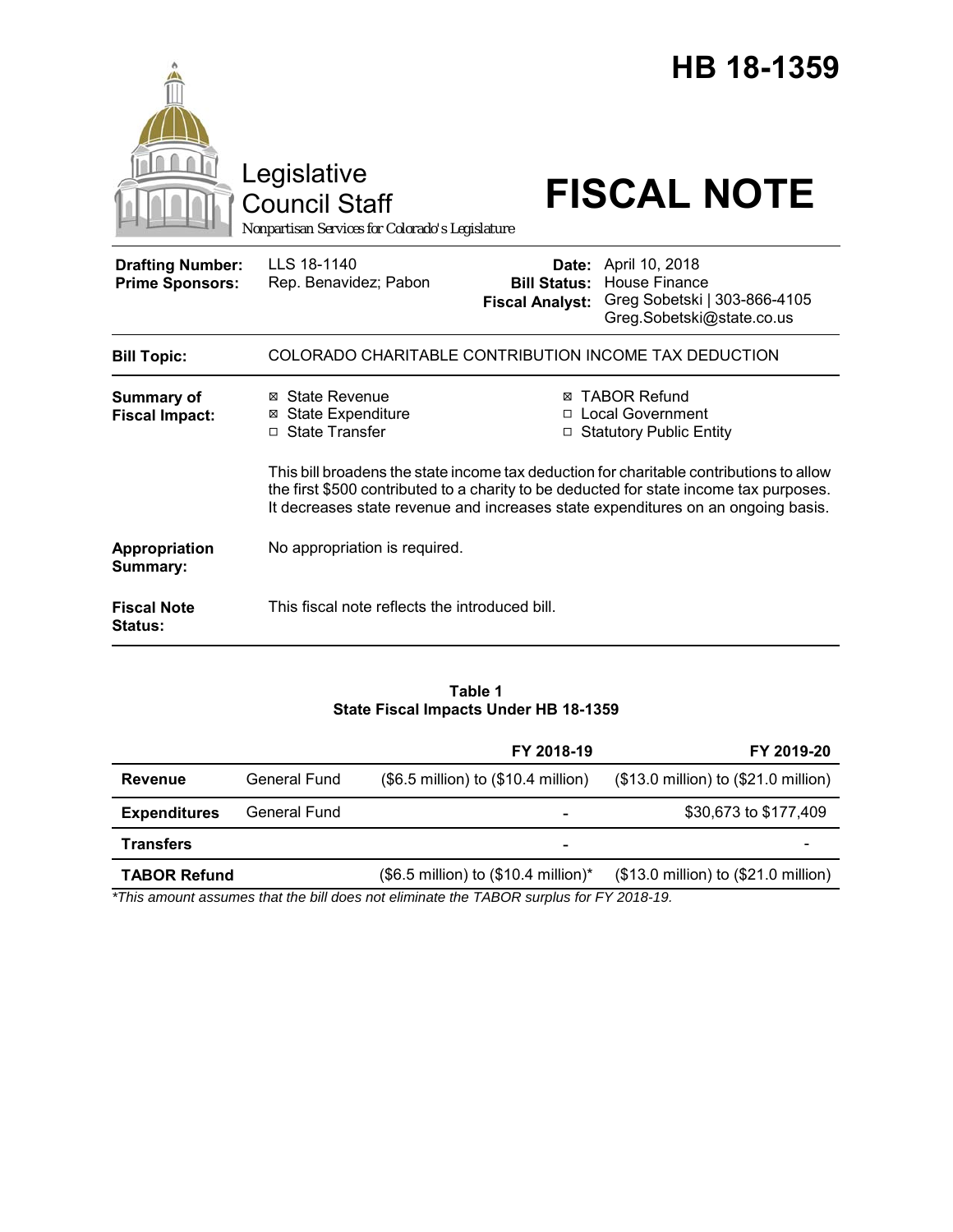# HB 18-1359

Legislative Council Staff

*Nonpartisan Services for Colorado's Legislature*

# FISCAL NOTE

| | | | |
|---|---|---|---|
| **Drafting Number:** | LLS 18-1140 | **Date:** | April 10, 2018 |
| **Prime Sponsors:** | Rep. Benavidez; Pabon | **Bill Status:** | House Finance |
| | | **Fiscal Analyst:** | Greg Sobetski \| 303-866-4105 Greg.Sobetski@state.co.us |

| | |
|---|---|
| **Bill Topic:** | COLORADO CHARITABLE CONTRIBUTION INCOME TAX DEDUCTION |
| **Summary of Fiscal Impact:** | ☒ State Revenue ☒ State Expenditure ☐ State Transfer ☒ TABOR Refund ☐ Local Government ☐ Statutory Public Entity<br><br>This bill broadens the state income tax deduction for charitable contributions to allow the first $500 contributed to a charity to be deducted for state income tax purposes. It decreases state revenue and increases state expenditures on an ongoing basis. |
| **Appropriation Summary:** | No appropriation is required. |
| **Fiscal Note Status:** | This fiscal note reflects the introduced bill. |

**Table 1**
**State Fiscal Impacts Under HB 18-1359**

| | | FY 2018-19 | FY 2019-20 |
|---|---|---|---|
| **Revenue** | General Fund | ($6.5 million) to ($10.4 million) | ($13.0 million) to ($21.0 million) |
| **Expenditures** | General Fund | - | $30,673 to $177,409 |
| **Transfers** | | - | - |
| **TABOR Refund** | | ($6.5 million) to ($10.4 million)* | ($13.0 million) to ($21.0 million) |

*\*This amount assumes that the bill does not eliminate the TABOR surplus for FY 2018-19.*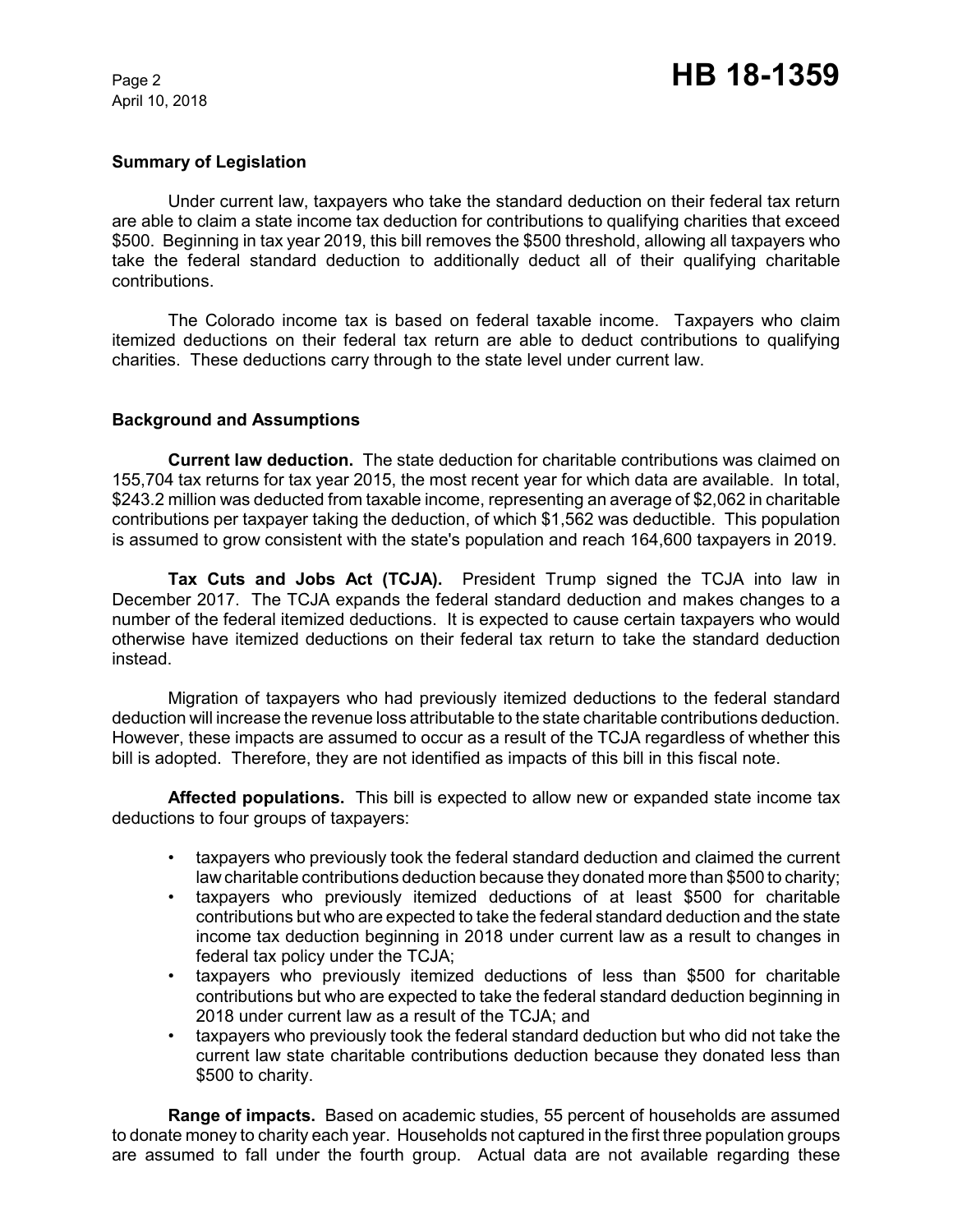## Summary of Legislation

Under current law, taxpayers who take the standard deduction on their federal tax return are able to claim a state income tax deduction for contributions to qualifying charities that exceed $500. Beginning in tax year 2019, this bill removes the $500 threshold, allowing all taxpayers who take the federal standard deduction to additionally deduct all of their qualifying charitable contributions.

The Colorado income tax is based on federal taxable income. Taxpayers who claim itemized deductions on their federal tax return are able to deduct contributions to qualifying charities. These deductions carry through to the state level under current law.

## Background and Assumptions

**Current law deduction.** The state deduction for charitable contributions was claimed on 155,704 tax returns for tax year 2015, the most recent year for which data are available. In total, $243.2 million was deducted from taxable income, representing an average of $2,062 in charitable contributions per taxpayer taking the deduction, of which $1,562 was deductible. This population is assumed to grow consistent with the state's population and reach 164,600 taxpayers in 2019.

**Tax Cuts and Jobs Act (TCJA).** President Trump signed the TCJA into law in December 2017. The TCJA expands the federal standard deduction and makes changes to a number of the federal itemized deductions. It is expected to cause certain taxpayers who would otherwise have itemized deductions on their federal tax return to take the standard deduction instead.

Migration of taxpayers who had previously itemized deductions to the federal standard deduction will increase the revenue loss attributable to the state charitable contributions deduction. However, these impacts are assumed to occur as a result of the TCJA regardless of whether this bill is adopted. Therefore, they are not identified as impacts of this bill in this fiscal note.

**Affected populations.** This bill is expected to allow new or expanded state income tax deductions to four groups of taxpayers:

- taxpayers who previously took the federal standard deduction and claimed the current law charitable contributions deduction because they donated more than $500 to charity;
- taxpayers who previously itemized deductions of at least $500 for charitable contributions but who are expected to take the federal standard deduction and the state income tax deduction beginning in 2018 under current law as a result to changes in federal tax policy under the TCJA;
- taxpayers who previously itemized deductions of less than $500 for charitable contributions but who are expected to take the federal standard deduction beginning in 2018 under current law as a result of the TCJA; and
- taxpayers who previously took the federal standard deduction but who did not take the current law state charitable contributions deduction because they donated less than $500 to charity.

**Range of impacts.** Based on academic studies, 55 percent of households are assumed to donate money to charity each year. Households not captured in the first three population groups are assumed to fall under the fourth group. Actual data are not available regarding these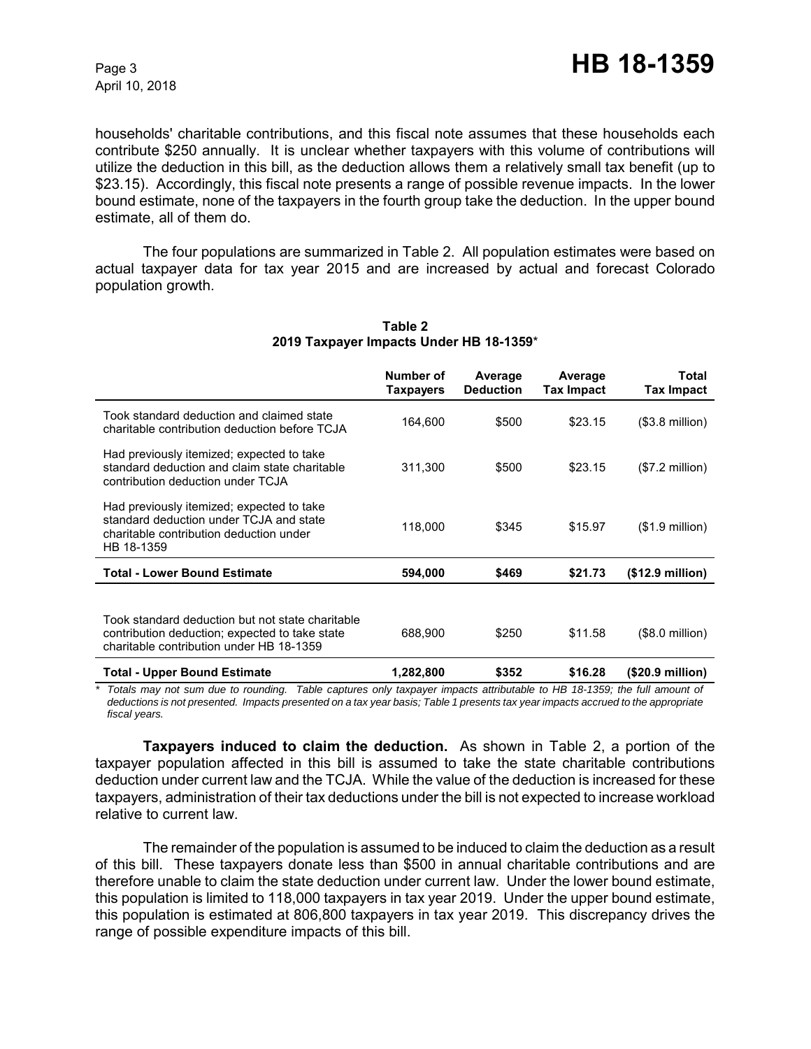households' charitable contributions, and this fiscal note assumes that these households each contribute $250 annually. It is unclear whether taxpayers with this volume of contributions will utilize the deduction in this bill, as the deduction allows them a relatively small tax benefit (up to $23.15). Accordingly, this fiscal note presents a range of possible revenue impacts. In the lower bound estimate, none of the taxpayers in the fourth group take the deduction. In the upper bound estimate, all of them do.

The four populations are summarized in Table 2. All population estimates were based on actual taxpayer data for tax year 2015 and are increased by actual and forecast Colorado population growth.

**Table 2**
**2019 Taxpayer Impacts Under HB 18-1359***

| | Number of Taxpayers | Average Deduction | Average Tax Impact | Total Tax Impact |
|---|---|---|---|---|
| Took standard deduction and claimed state charitable contribution deduction before TCJA | 164,600 | $500 | $23.15 | ($3.8 million) |
| Had previously itemized; expected to take standard deduction and claim state charitable contribution deduction under TCJA | 311,300 | $500 | $23.15 | ($7.2 million) |
| Had previously itemized; expected to take standard deduction under TCJA and state charitable contribution deduction under HB 18-1359 | 118,000 | $345 | $15.97 | ($1.9 million) |
| **Total - Lower Bound Estimate** | **594,000** | **$469** | **$21.73** | **($12.9 million)** |
| Took standard deduction but not state charitable contribution deduction; expected to take state charitable contribution under HB 18-1359 | 688,900 | $250 | $11.58 | ($8.0 million) |
| **Total - Upper Bound Estimate** | **1,282,800** | **$352** | **$16.28** | **($20.9 million)** |

*\* Totals may not sum due to rounding. Table captures only taxpayer impacts attributable to HB 18-1359; the full amount of deductions is not presented. Impacts presented on a tax year basis; Table 1 presents tax year impacts accrued to the appropriate fiscal years.*

**Taxpayers induced to claim the deduction.** As shown in Table 2, a portion of the taxpayer population affected in this bill is assumed to take the state charitable contributions deduction under current law and the TCJA. While the value of the deduction is increased for these taxpayers, administration of their tax deductions under the bill is not expected to increase workload relative to current law.

The remainder of the population is assumed to be induced to claim the deduction as a result of this bill. These taxpayers donate less than $500 in annual charitable contributions and are therefore unable to claim the state deduction under current law. Under the lower bound estimate, this population is limited to 118,000 taxpayers in tax year 2019. Under the upper bound estimate, this population is estimated at 806,800 taxpayers in tax year 2019. This discrepancy drives the range of possible expenditure impacts of this bill.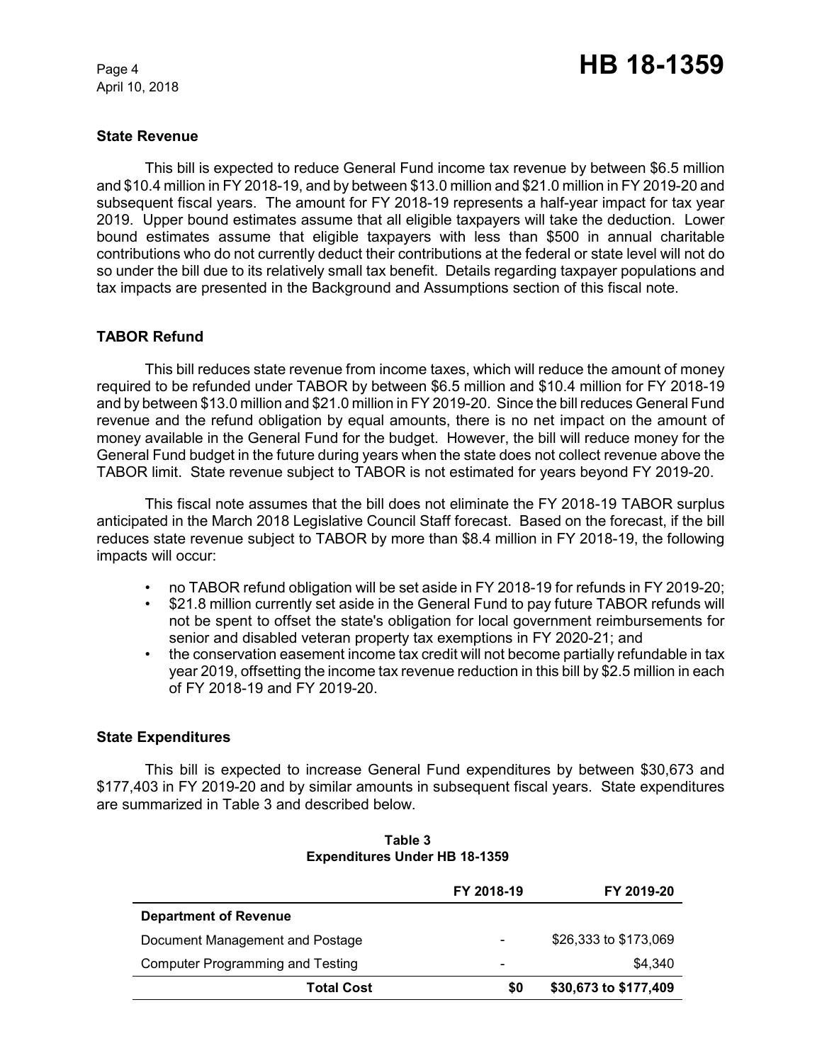## State Revenue

This bill is expected to reduce General Fund income tax revenue by between $6.5 million and $10.4 million in FY 2018-19, and by between $13.0 million and $21.0 million in FY 2019-20 and subsequent fiscal years. The amount for FY 2018-19 represents a half-year impact for tax year 2019. Upper bound estimates assume that all eligible taxpayers will take the deduction. Lower bound estimates assume that eligible taxpayers with less than $500 in annual charitable contributions who do not currently deduct their contributions at the federal or state level will not do so under the bill due to its relatively small tax benefit. Details regarding taxpayer populations and tax impacts are presented in the Background and Assumptions section of this fiscal note.

## TABOR Refund

This bill reduces state revenue from income taxes, which will reduce the amount of money required to be refunded under TABOR by between $6.5 million and $10.4 million for FY 2018-19 and by between $13.0 million and $21.0 million in FY 2019-20. Since the bill reduces General Fund revenue and the refund obligation by equal amounts, there is no net impact on the amount of money available in the General Fund for the budget. However, the bill will reduce money for the General Fund budget in the future during years when the state does not collect revenue above the TABOR limit. State revenue subject to TABOR is not estimated for years beyond FY 2019-20.

This fiscal note assumes that the bill does not eliminate the FY 2018-19 TABOR surplus anticipated in the March 2018 Legislative Council Staff forecast. Based on the forecast, if the bill reduces state revenue subject to TABOR by more than $8.4 million in FY 2018-19, the following impacts will occur:

- no TABOR refund obligation will be set aside in FY 2018-19 for refunds in FY 2019-20;
- $21.8 million currently set aside in the General Fund to pay future TABOR refunds will not be spent to offset the state's obligation for local government reimbursements for senior and disabled veteran property tax exemptions in FY 2020-21; and
- the conservation easement income tax credit will not become partially refundable in tax year 2019, offsetting the income tax revenue reduction in this bill by $2.5 million in each of FY 2018-19 and FY 2019-20.

## State Expenditures

This bill is expected to increase General Fund expenditures by between $30,673 and $177,403 in FY 2019-20 and by similar amounts in subsequent fiscal years. State expenditures are summarized in Table 3 and described below.

**Table 3**
**Expenditures Under HB 18-1359**

| | FY 2018-19 | FY 2019-20 |
|---|---|---|
| **Department of Revenue** | | |
| Document Management and Postage | - | $26,333 to $173,069 |
| Computer Programming and Testing | - | $4,340 |
| **Total Cost** | **$0** | **$30,673 to $177,409** |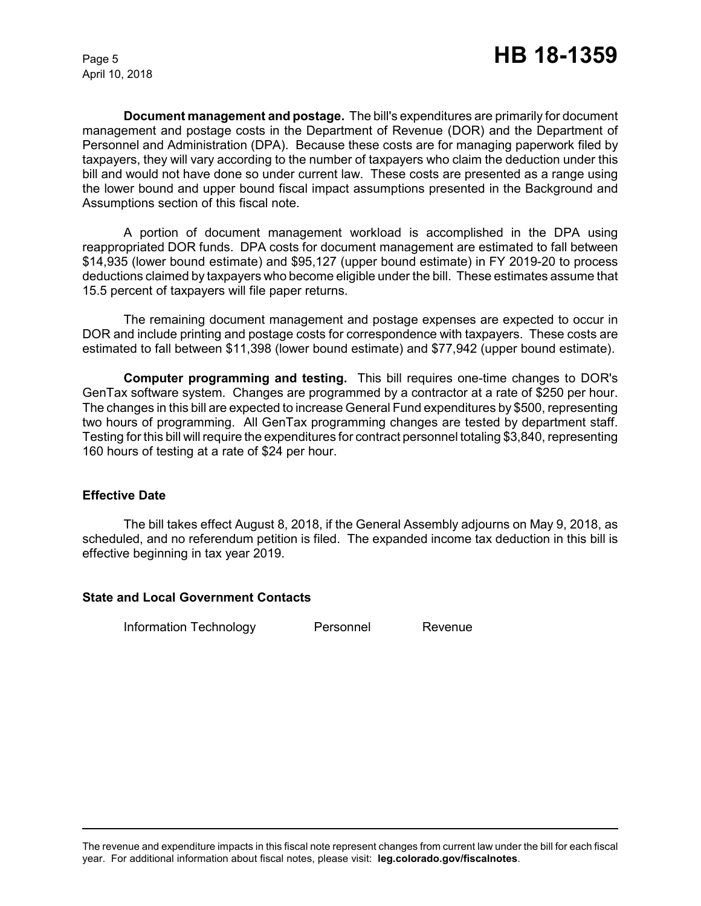**Document management and postage.** The bill's expenditures are primarily for document management and postage costs in the Department of Revenue (DOR) and the Department of Personnel and Administration (DPA). Because these costs are for managing paperwork filed by taxpayers, they will vary according to the number of taxpayers who claim the deduction under this bill and would not have done so under current law. These costs are presented as a range using the lower bound and upper bound fiscal impact assumptions presented in the Background and Assumptions section of this fiscal note.

A portion of document management workload is accomplished in the DPA using reappropriated DOR funds. DPA costs for document management are estimated to fall between $14,935 (lower bound estimate) and $95,127 (upper bound estimate) in FY 2019-20 to process deductions claimed by taxpayers who become eligible under the bill. These estimates assume that 15.5 percent of taxpayers will file paper returns.

The remaining document management and postage expenses are expected to occur in DOR and include printing and postage costs for correspondence with taxpayers. These costs are estimated to fall between $11,398 (lower bound estimate) and $77,942 (upper bound estimate).

**Computer programming and testing.** This bill requires one-time changes to DOR's GenTax software system. Changes are programmed by a contractor at a rate of $250 per hour. The changes in this bill are expected to increase General Fund expenditures by $500, representing two hours of programming. All GenTax programming changes are tested by department staff. Testing for this bill will require the expenditures for contract personnel totaling $3,840, representing 160 hours of testing at a rate of $24 per hour.

## Effective Date

The bill takes effect August 8, 2018, if the General Assembly adjourns on May 9, 2018, as scheduled, and no referendum petition is filed. The expanded income tax deduction in this bill is effective beginning in tax year 2019.

## State and Local Government Contacts

Information Technology    Personnel    Revenue

The revenue and expenditure impacts in this fiscal note represent changes from current law under the bill for each fiscal year. For additional information about fiscal notes, please visit: **leg.colorado.gov/fiscalnotes**.